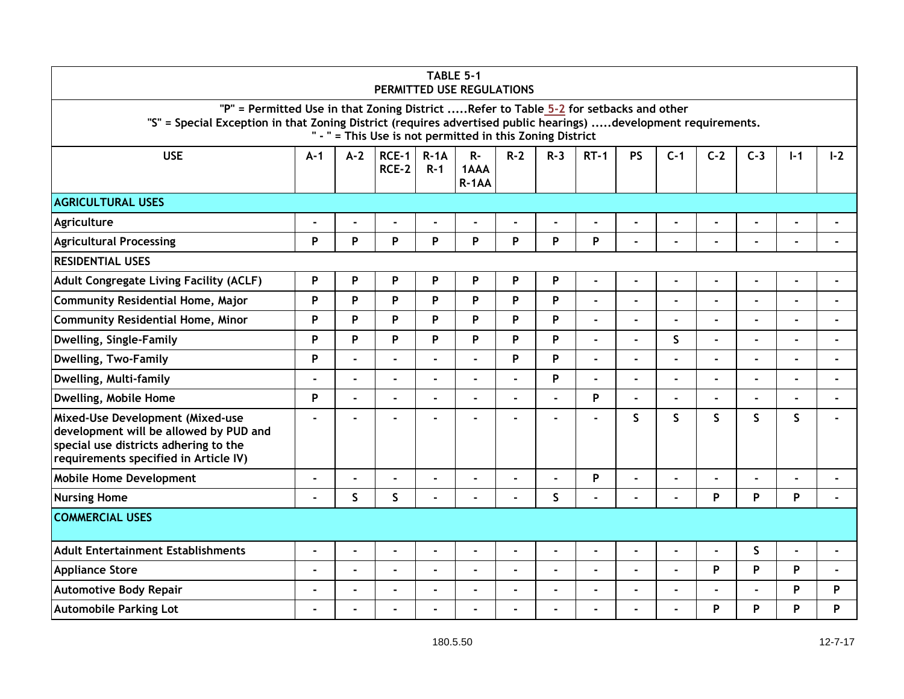| TABLE 5-1 PERMITTED USE REGULATIONS | | | | | | | | | | | | | | |
|---|---|---|---|---|---|---|---|---|---|---|---|---|---|---|
| "P" = Permitted Use in that Zoning District .....Refer to Table 5-2 for setbacks and other "S" = Special Exception in that Zoning District (requires advertised public hearings) .....development requirements. " - " = This Use is not permitted in this Zoning District | | | | | | | | | | | | | | |
| **USE** | **A-1** | **A-2** | **RCE-1 RCE-2** | **R-1A R-1** | **R-1AAA R-1AA** | **R-2** | **R-3** | **RT-1** | **PS** | **C-1** | **C-2** | **C-3** | **I-1** | **I-2** |
| **AGRICULTURAL USES** | | | | | | | | | | | | | | |
| Agriculture | - | - | - | - | - | - | - | - | - | - | - | - | - | - |
| Agricultural Processing | P | P | P | P | P | P | P | P | - | - | - | - | - | - |
| **RESIDENTIAL USES** | | | | | | | | | | | | | | |
| Adult Congregate Living Facility (ACLF) | P | P | P | P | P | P | P | - | - | - | - | - | - | - |
| Community Residential Home, Major | P | P | P | P | P | P | P | - | - | - | - | - | - | - |
| Community Residential Home, Minor | P | P | P | P | P | P | P | - | - | - | - | - | - | - |
| Dwelling, Single-Family | P | P | P | P | P | P | P | - | - | S | - | - | - | - |
| Dwelling, Two-Family | P | - | - | - | - | P | P | - | - | - | - | - | - | - |
| Dwelling, Multi-family | - | - | - | - | - | - | P | - | - | - | - | - | - | - |
| Dwelling, Mobile Home | P | - | - | - | - | - | - | P | - | - | - | - | - | - |
| Mixed-Use Development (Mixed-use development will be allowed by PUD and special use districts adhering to the requirements specified in Article IV) | - | - | - | - | - | - | - | - | S | S | S | S | S | - |
| Mobile Home Development | - | - | - | - | - | - | - | P | - | - | - | - | - | - |
| Nursing Home | - | S | S | - | - | - | S | - | - | - | P | P | P | - |
| **COMMERCIAL USES** | | | | | | | | | | | | | | |
| Adult Entertainment Establishments | - | - | - | - | - | - | - | - | - | - | - | S | - | - |
| Appliance Store | - | - | - | - | - | - | - | - | - | - | P | P | P | - |
| Automotive Body Repair | - | - | - | - | - | - | - | - | - | - | - | - | P | P |
| Automobile Parking Lot | - | - | - | - | - | - | - | - | - | - | P | P | P | P |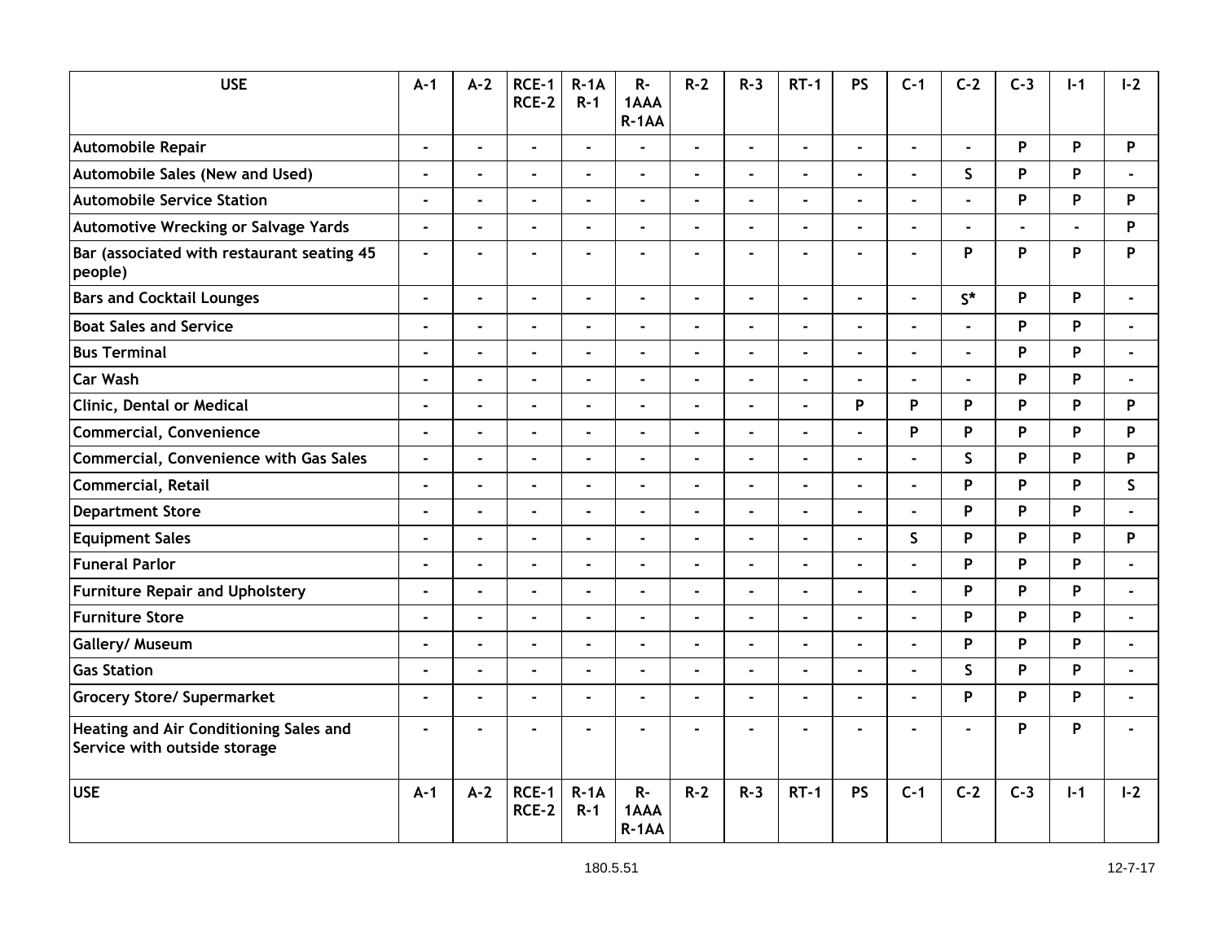| USE | A-1 | A-2 | RCE-1 RCE-2 | R-1A R-1 | R-1AAA R-1AA | R-2 | R-3 | RT-1 | PS | C-1 | C-2 | C-3 | I-1 | I-2 |
|---|---|---|---|---|---|---|---|---|---|---|---|---|---|---|
| Automobile Repair | - | - | - | - | - | - | - | - | - | - | - | P | P | P |
| Automobile Sales (New and Used) | - | - | - | - | - | - | - | - | - | - | S | P | P | - |
| Automobile Service Station | - | - | - | - | - | - | - | - | - | - | - | P | P | P |
| Automotive Wrecking or Salvage Yards | - | - | - | - | - | - | - | - | - | - | - | - | - | P |
| Bar (associated with restaurant seating 45 people) | - | - | - | - | - | - | - | - | - | - | P | P | P | P |
| Bars and Cocktail Lounges | - | - | - | - | - | - | - | - | - | - | S* | P | P | - |
| Boat Sales and Service | - | - | - | - | - | - | - | - | - | - | - | P | P | - |
| Bus Terminal | - | - | - | - | - | - | - | - | - | - | - | P | P | - |
| Car Wash | - | - | - | - | - | - | - | - | - | - | - | P | P | - |
| Clinic, Dental or Medical | - | - | - | - | - | - | - | - | P | P | P | P | P | P |
| Commercial, Convenience | - | - | - | - | - | - | - | - | - | P | P | P | P | P |
| Commercial, Convenience with Gas Sales | - | - | - | - | - | - | - | - | - | - | S | P | P | P |
| Commercial, Retail | - | - | - | - | - | - | - | - | - | - | P | P | P | S |
| Department Store | - | - | - | - | - | - | - | - | - | - | P | P | P | - |
| Equipment Sales | - | - | - | - | - | - | - | - | - | S | P | P | P | P |
| Funeral Parlor | - | - | - | - | - | - | - | - | - | - | P | P | P | - |
| Furniture Repair and Upholstery | - | - | - | - | - | - | - | - | - | - | P | P | P | - |
| Furniture Store | - | - | - | - | - | - | - | - | - | - | P | P | P | - |
| Gallery/ Museum | - | - | - | - | - | - | - | - | - | - | P | P | P | - |
| Gas Station | - | - | - | - | - | - | - | - | - | - | S | P | P | - |
| Grocery Store/ Supermarket | - | - | - | - | - | - | - | - | - | - | P | P | P | - |
| Heating and Air Conditioning Sales and Service with outside storage | - | - | - | - | - | - | - | - | - | - | - | P | P | - |
| USE | A-1 | A-2 | RCE-1 RCE-2 | R-1A R-1 | R-1AAA R-1AA | R-2 | R-3 | RT-1 | PS | C-1 | C-2 | C-3 | I-1 | I-2 |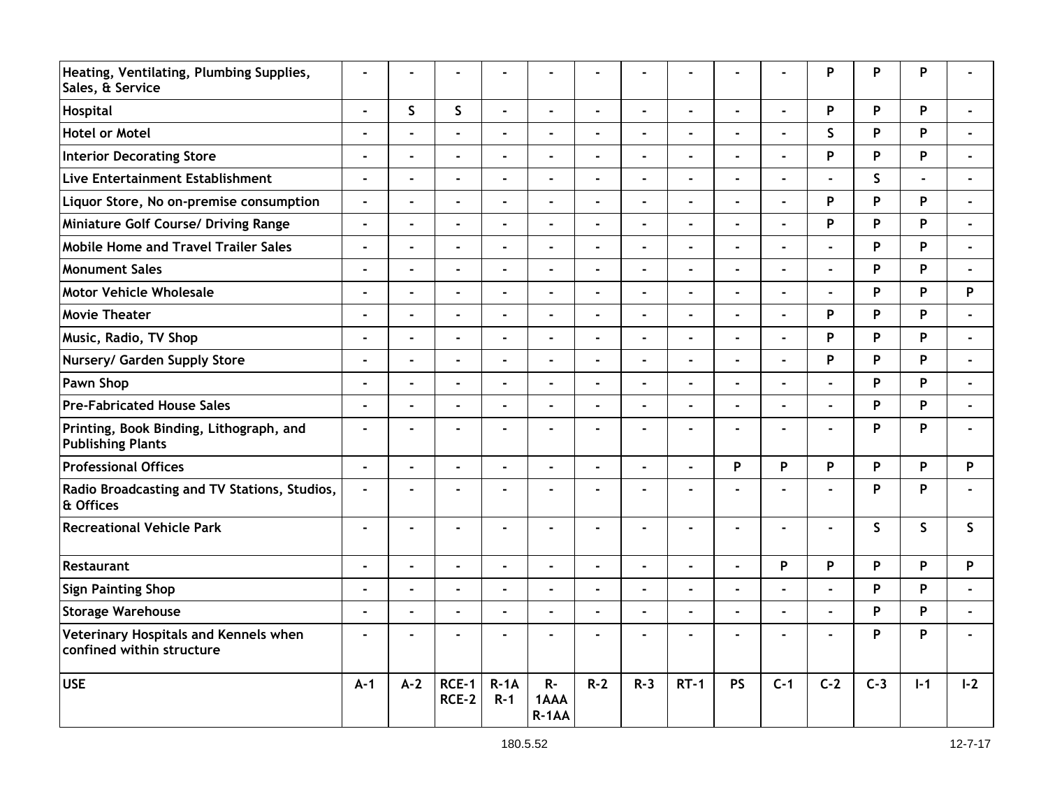| Heating, Ventilating, Plumbing Supplies, Sales, & Service | - | - | - | - | - | - | - | - | - | - | P | P | P | - |
|---|---|---|---|---|---|---|---|---|---|---|---|---|---|---|
| Hospital | - | S | S | - | - | - | - | - | - | - | P | P | P | - |
| Hotel or Motel | - | - | - | - | - | - | - | - | - | - | S | P | P | - |
| Interior Decorating Store | - | - | - | - | - | - | - | - | - | - | P | P | P | - |
| Live Entertainment Establishment | - | - | - | - | - | - | - | - | - | - | - | S | - | - |
| Liquor Store, No on-premise consumption | - | - | - | - | - | - | - | - | - | - | P | P | P | - |
| Miniature Golf Course/ Driving Range | - | - | - | - | - | - | - | - | - | - | P | P | P | - |
| Mobile Home and Travel Trailer Sales | - | - | - | - | - | - | - | - | - | - | - | P | P | - |
| Monument Sales | - | - | - | - | - | - | - | - | - | - | - | P | P | - |
| Motor Vehicle Wholesale | - | - | - | - | - | - | - | - | - | - | - | P | P | P |
| Movie Theater | - | - | - | - | - | - | - | - | - | - | P | P | P | - |
| Music, Radio, TV Shop | - | - | - | - | - | - | - | - | - | - | P | P | P | - |
| Nursery/ Garden Supply Store | - | - | - | - | - | - | - | - | - | - | P | P | P | - |
| Pawn Shop | - | - | - | - | - | - | - | - | - | - | - | P | P | - |
| Pre-Fabricated House Sales | - | - | - | - | - | - | - | - | - | - | - | P | P | - |
| Printing, Book Binding, Lithograph, and Publishing Plants | - | - | - | - | - | - | - | - | - | - | - | P | P | - |
| Professional Offices | - | - | - | - | - | - | - | - | P | P | P | P | P | P |
| Radio Broadcasting and TV Stations, Studios, & Offices | - | - | - | - | - | - | - | - | - | - | - | P | P | - |
| Recreational Vehicle Park | - | - | - | - | - | - | - | - | - | - | - | S | S | S |
| Restaurant | - | - | - | - | - | - | - | - | - | P | P | P | P | P |
| Sign Painting Shop | - | - | - | - | - | - | - | - | - | - | - | P | P | - |
| Storage Warehouse | - | - | - | - | - | - | - | - | - | - | - | P | P | - |
| Veterinary Hospitals and Kennels when confined within structure | - | - | - | - | - | - | - | - | - | - | - | P | P | - |
| USE | A-1 | A-2 | RCE-1 RCE-2 | R-1A R-1 | R-1AAA R-1AA | R-2 | R-3 | RT-1 | PS | C-1 | C-2 | C-3 | I-1 | I-2 |

180.5.52

12-7-17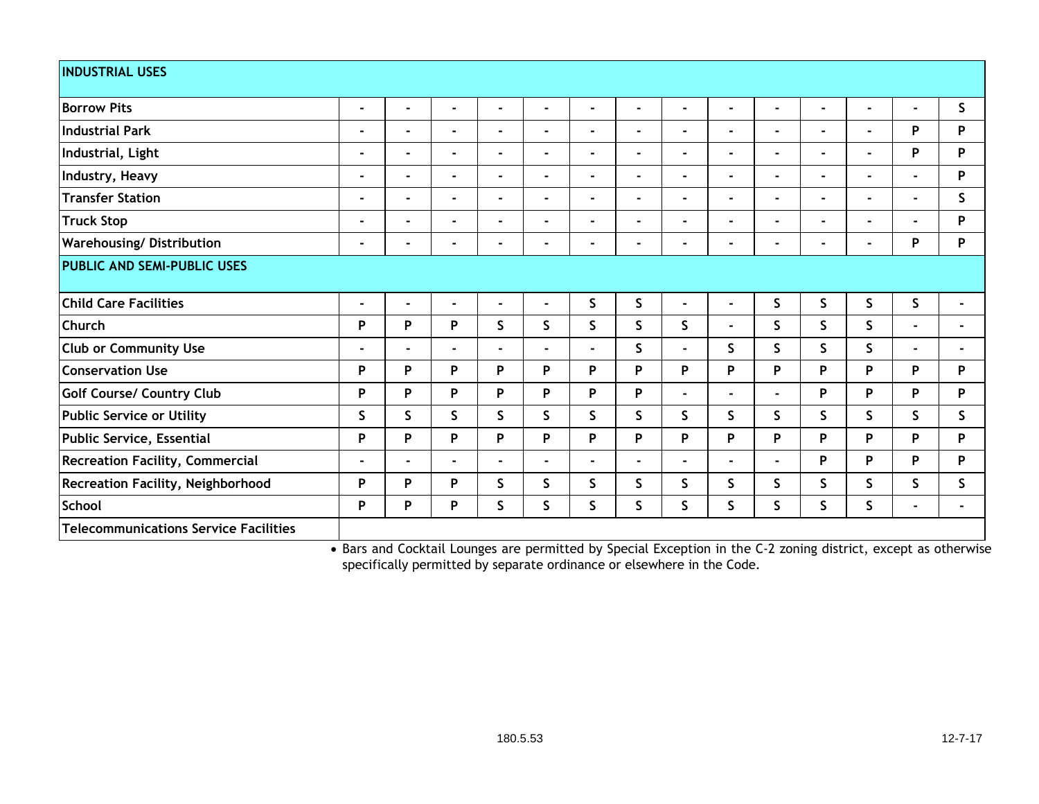| INDUSTRIAL USES | | | | | | | | | | | | | | |
|---|---|---|---|---|---|---|---|---|---|---|---|---|---|---|
| Borrow Pits | - | - | - | - | - | - | - | - | - | - | - | - | - | S |
| Industrial Park | - | - | - | - | - | - | - | - | - | - | - | - | P | P |
| Industrial, Light | - | - | - | - | - | - | - | - | - | - | - | - | P | P |
| Industry, Heavy | - | - | - | - | - | - | - | - | - | - | - | - | - | P |
| Transfer Station | - | - | - | - | - | - | - | - | - | - | - | - | - | S |
| Truck Stop | - | - | - | - | - | - | - | - | - | - | - | - | - | P |
| Warehousing/ Distribution | - | - | - | - | - | - | - | - | - | - | - | - | P | P |
| **PUBLIC AND SEMI-PUBLIC USES** | | | | | | | | | | | | | | |
| Child Care Facilities | - | - | - | - | - | S | S | - | - | S | S | S | S | - |
| Church | P | P | P | S | S | S | S | S | - | S | S | S | - | - |
| Club or Community Use | - | - | - | - | - | - | S | - | S | S | S | S | - | - |
| Conservation Use | P | P | P | P | P | P | P | P | P | P | P | P | P | P |
| Golf Course/ Country Club | P | P | P | P | P | P | P | - | - | - | P | P | P | P |
| Public Service or Utility | S | S | S | S | S | S | S | S | S | S | S | S | S | S |
| Public Service, Essential | P | P | P | P | P | P | P | P | P | P | P | P | P | P |
| Recreation Facility, Commercial | - | - | - | - | - | - | - | - | - | - | P | P | P | P |
| Recreation Facility, Neighborhood | P | P | P | S | S | S | S | S | S | S | S | S | S | S |
| School | P | P | P | S | S | S | S | S | S | S | S | S | - | - |
| Telecommunications Service Facilities | | | | | | | | | | | | | | |

- Bars and Cocktail Lounges are permitted by Special Exception in the C-2 zoning district, except as otherwise specifically permitted by separate ordinance or elsewhere in the Code.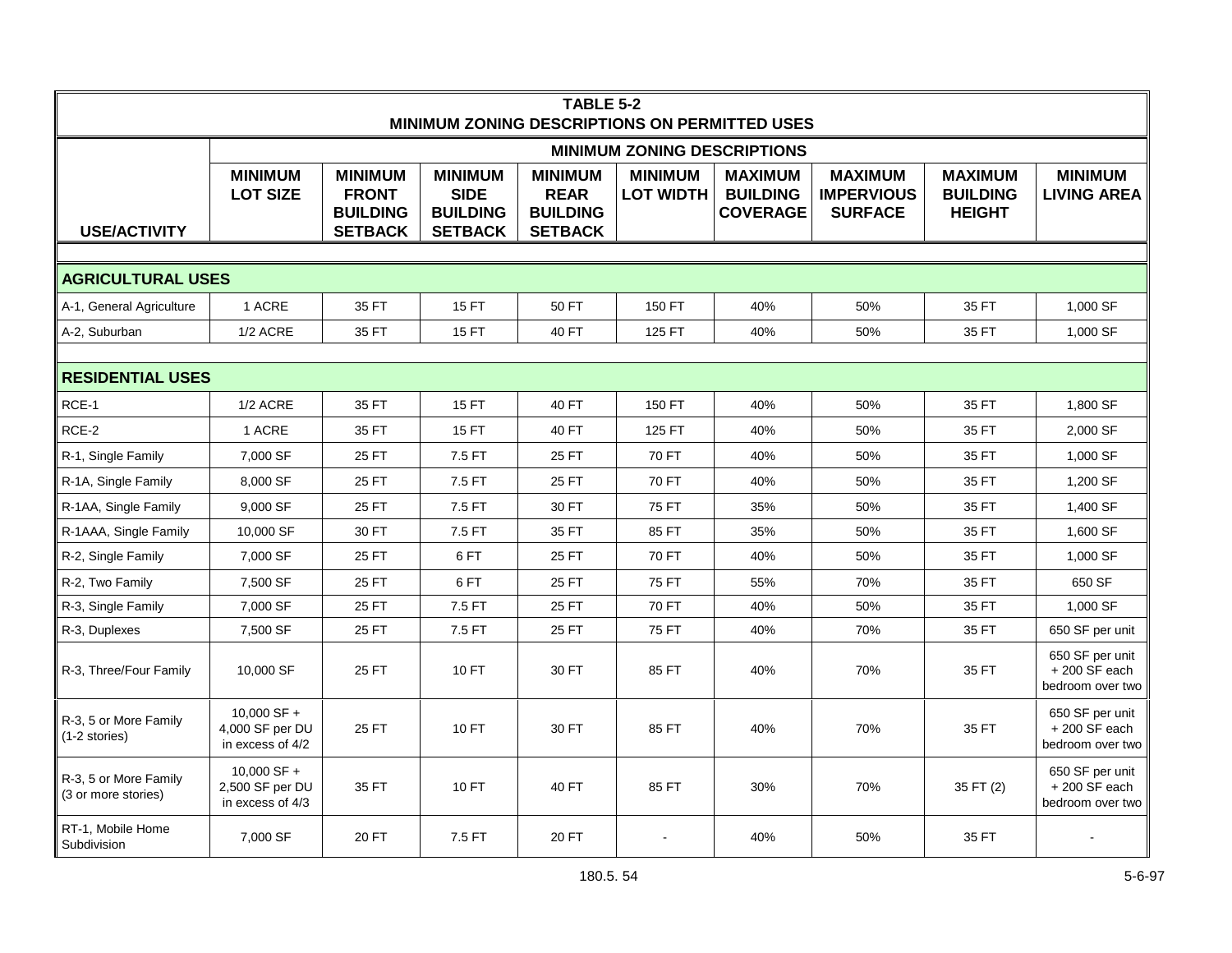| TABLE 5-2 MINIMUM ZONING DESCRIPTIONS ON PERMITTED USES | | | | | | | | | |
|---|---|---|---|---|---|---|---|---|---|
| | MINIMUM ZONING DESCRIPTIONS | | | | | | | | |
| USE/ACTIVITY | MINIMUM LOT SIZE | MINIMUM FRONT BUILDING SETBACK | MINIMUM SIDE BUILDING SETBACK | MINIMUM REAR BUILDING SETBACK | MINIMUM LOT WIDTH | MAXIMUM BUILDING COVERAGE | MAXIMUM IMPERVIOUS SURFACE | MAXIMUM BUILDING HEIGHT | MINIMUM LIVING AREA |
| **AGRICULTURAL USES** | | | | | | | | | |
| A-1, General Agriculture | 1 ACRE | 35 FT | 15 FT | 50 FT | 150 FT | 40% | 50% | 35 FT | 1,000 SF |
| A-2, Suburban | 1/2 ACRE | 35 FT | 15 FT | 40 FT | 125 FT | 40% | 50% | 35 FT | 1,000 SF |
| **RESIDENTIAL USES** | | | | | | | | | |
| RCE-1 | 1/2 ACRE | 35 FT | 15 FT | 40 FT | 150 FT | 40% | 50% | 35 FT | 1,800 SF |
| RCE-2 | 1 ACRE | 35 FT | 15 FT | 40 FT | 125 FT | 40% | 50% | 35 FT | 2,000 SF |
| R-1, Single Family | 7,000 SF | 25 FT | 7.5 FT | 25 FT | 70 FT | 40% | 50% | 35 FT | 1,000 SF |
| R-1A, Single Family | 8,000 SF | 25 FT | 7.5 FT | 25 FT | 70 FT | 40% | 50% | 35 FT | 1,200 SF |
| R-1AA, Single Family | 9,000 SF | 25 FT | 7.5 FT | 30 FT | 75 FT | 35% | 50% | 35 FT | 1,400 SF |
| R-1AAA, Single Family | 10,000 SF | 30 FT | 7.5 FT | 35 FT | 85 FT | 35% | 50% | 35 FT | 1,600 SF |
| R-2, Single Family | 7,000 SF | 25 FT | 6 FT | 25 FT | 70 FT | 40% | 50% | 35 FT | 1,000 SF |
| R-2, Two Family | 7,500 SF | 25 FT | 6 FT | 25 FT | 75 FT | 55% | 70% | 35 FT | 650 SF |
| R-3, Single Family | 7,000 SF | 25 FT | 7.5 FT | 25 FT | 70 FT | 40% | 50% | 35 FT | 1,000 SF |
| R-3, Duplexes | 7,500 SF | 25 FT | 7.5 FT | 25 FT | 75 FT | 40% | 70% | 35 FT | 650 SF per unit |
| R-3, Three/Four Family | 10,000 SF | 25 FT | 10 FT | 30 FT | 85 FT | 40% | 70% | 35 FT | 650 SF per unit + 200 SF each bedroom over two |
| R-3, 5 or More Family (1-2 stories) | 10,000 SF + 4,000 SF per DU in excess of 4/2 | 25 FT | 10 FT | 30 FT | 85 FT | 40% | 70% | 35 FT | 650 SF per unit + 200 SF each bedroom over two |
| R-3, 5 or More Family (3 or more stories) | 10,000 SF + 2,500 SF per DU in excess of 4/3 | 35 FT | 10 FT | 40 FT | 85 FT | 30% | 70% | 35 FT (2) | 650 SF per unit + 200 SF each bedroom over two |
| RT-1, Mobile Home Subdivision | 7,000 SF | 20 FT | 7.5 FT | 20 FT | - | 40% | 50% | 35 FT | - |

180.5. 54

5-6-97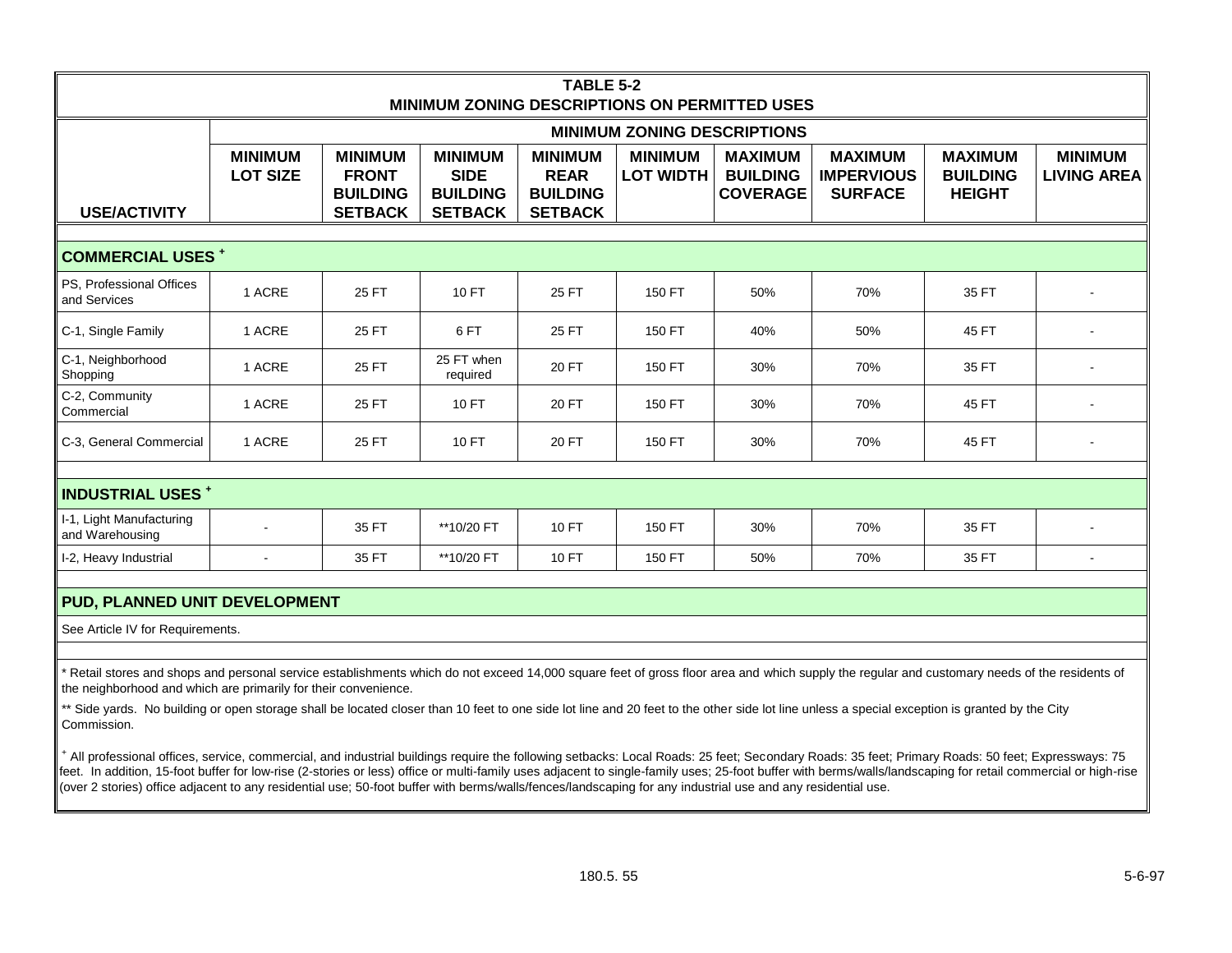| TABLE 5-2<br>MINIMUM ZONING DESCRIPTIONS ON PERMITTED USES | | | | | | | | | |
|---|---|---|---|---|---|---|---|---|---|
| | MINIMUM ZONING DESCRIPTIONS | | | | | | | | |
| USE/ACTIVITY | MINIMUM LOT SIZE | MINIMUM FRONT BUILDING SETBACK | MINIMUM SIDE BUILDING SETBACK | MINIMUM REAR BUILDING SETBACK | MINIMUM LOT WIDTH | MAXIMUM BUILDING COVERAGE | MAXIMUM IMPERVIOUS SURFACE | MAXIMUM BUILDING HEIGHT | MINIMUM LIVING AREA |
| **COMMERCIAL USES +** | | | | | | | | | |
| PS, Professional Offices and Services | 1 ACRE | 25 FT | 10 FT | 25 FT | 150 FT | 50% | 70% | 35 FT | - |
| C-1, Single Family | 1 ACRE | 25 FT | 6 FT | 25 FT | 150 FT | 40% | 50% | 45 FT | - |
| C-1, Neighborhood Shopping | 1 ACRE | 25 FT | 25 FT when required | 20 FT | 150 FT | 30% | 70% | 35 FT | - |
| C-2, Community Commercial | 1 ACRE | 25 FT | 10 FT | 20 FT | 150 FT | 30% | 70% | 45 FT | - |
| C-3, General Commercial | 1 ACRE | 25 FT | 10 FT | 20 FT | 150 FT | 30% | 70% | 45 FT | - |
| **INDUSTRIAL USES +** | | | | | | | | | |
| I-1, Light Manufacturing and Warehousing | - | 35 FT | **10/20 FT | 10 FT | 150 FT | 30% | 70% | 35 FT | - |
| I-2, Heavy Industrial | - | 35 FT | **10/20 FT | 10 FT | 150 FT | 50% | 70% | 35 FT | - |
| **PUD, PLANNED UNIT DEVELOPMENT** | | | | | | | | | |
| See Article IV for Requirements. | | | | | | | | | |

* Retail stores and shops and personal service establishments which do not exceed 14,000 square feet of gross floor area and which supply the regular and customary needs of the residents of the neighborhood and which are primarily for their convenience.

** Side yards. No building or open storage shall be located closer than 10 feet to one side lot line and 20 feet to the other side lot line unless a special exception is granted by the City Commission.

+ All professional offices, service, commercial, and industrial buildings require the following setbacks: Local Roads: 25 feet; Secondary Roads: 35 feet; Primary Roads: 50 feet; Expressways: 75 feet. In addition, 15-foot buffer for low-rise (2-stories or less) office or multi-family uses adjacent to single-family uses; 25-foot buffer with berms/walls/landscaping for retail commercial or high-rise (over 2 stories) office adjacent to any residential use; 50-foot buffer with berms/walls/fences/landscaping for any industrial use and any residential use.